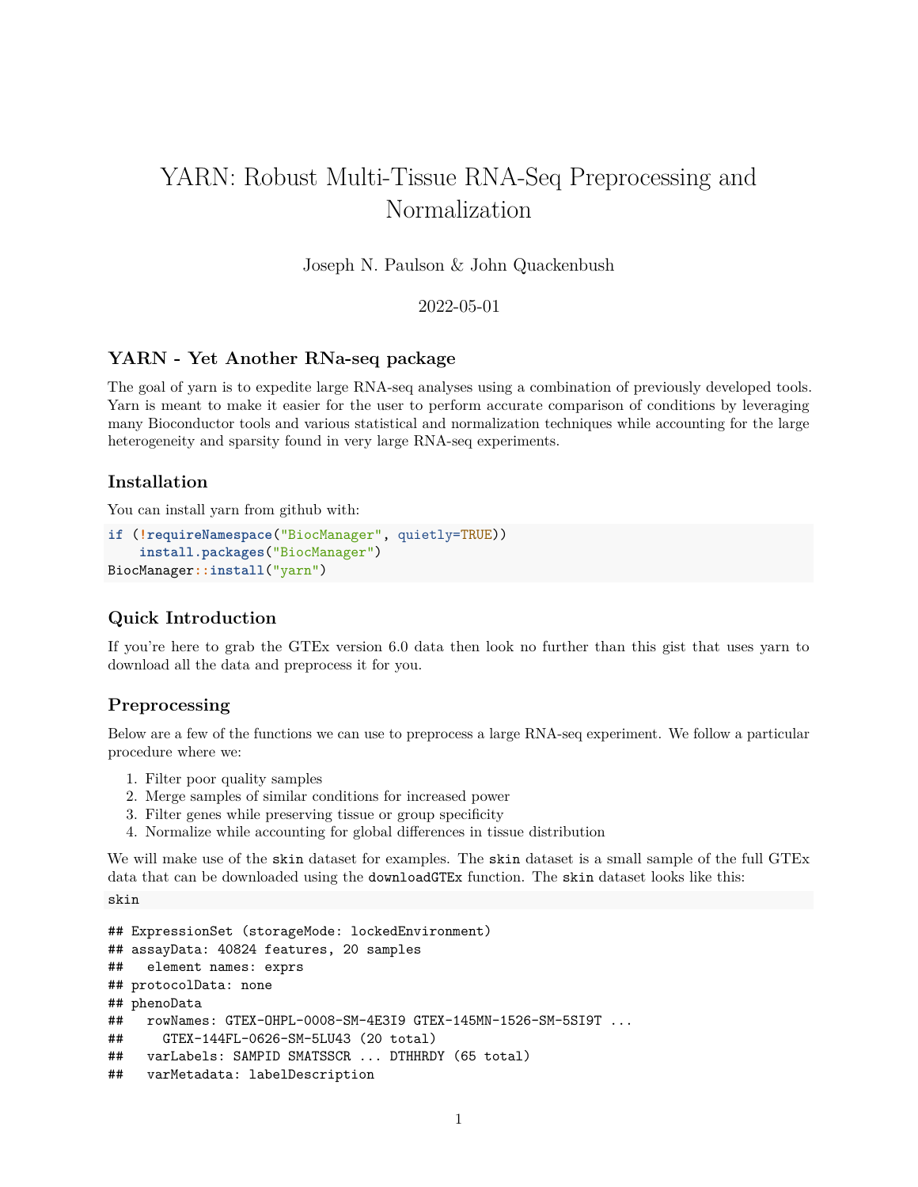# YARN: Robust Multi-Tissue RNA-Seq Preprocessing and Normalization

Joseph N. Paulson & John Quackenbush

2022-05-01

## YARN - Yet Another RNa-seq package

The goal of yarn is to expedite large RNA-seq analyses using a combination of previously developed tools. Yarn is meant to make it easier for the user to perform accurate comparison of conditions by leveraging many Bioconductor tools and various statistical and normalization techniques while accounting for the large heterogeneity and sparsity found in very large RNA-seq experiments.

## Installation

You can install yarn from github with:

```
if (!requireNamespace("BiocManager", quietly=TRUE))
    install.packages("BiocManager")
BiocManager::install("yarn")
```

## Quick Introduction

If you're here to grab the GTEx version 6.0 data then look no further than this gist that uses yarn to download all the data and preprocess it for you.

## Preprocessing

Below are a few of the functions we can use to preprocess a large RNA-seq experiment. We follow a particular procedure where we:

1. Filter poor quality samples
2. Merge samples of similar conditions for increased power
3. Filter genes while preserving tissue or group specificity
4. Normalize while accounting for global differences in tissue distribution

We will make use of the `skin` dataset for examples. The `skin` dataset is a small sample of the full GTEx data that can be downloaded using the `downloadGTEx` function. The `skin` dataset looks like this:

```
skin
```

```
## ExpressionSet (storageMode: lockedEnvironment)
## assayData: 40824 features, 20 samples
##   element names: exprs
## protocolData: none
## phenoData
##   rowNames: GTEX-OHPL-0008-SM-4E3I9 GTEX-145MN-1526-SM-5SI9T ...
##     GTEX-144FL-0626-SM-5LU43 (20 total)
##   varLabels: SAMPID SMATSSCR ... DTHHRDY (65 total)
##   varMetadata: labelDescription
```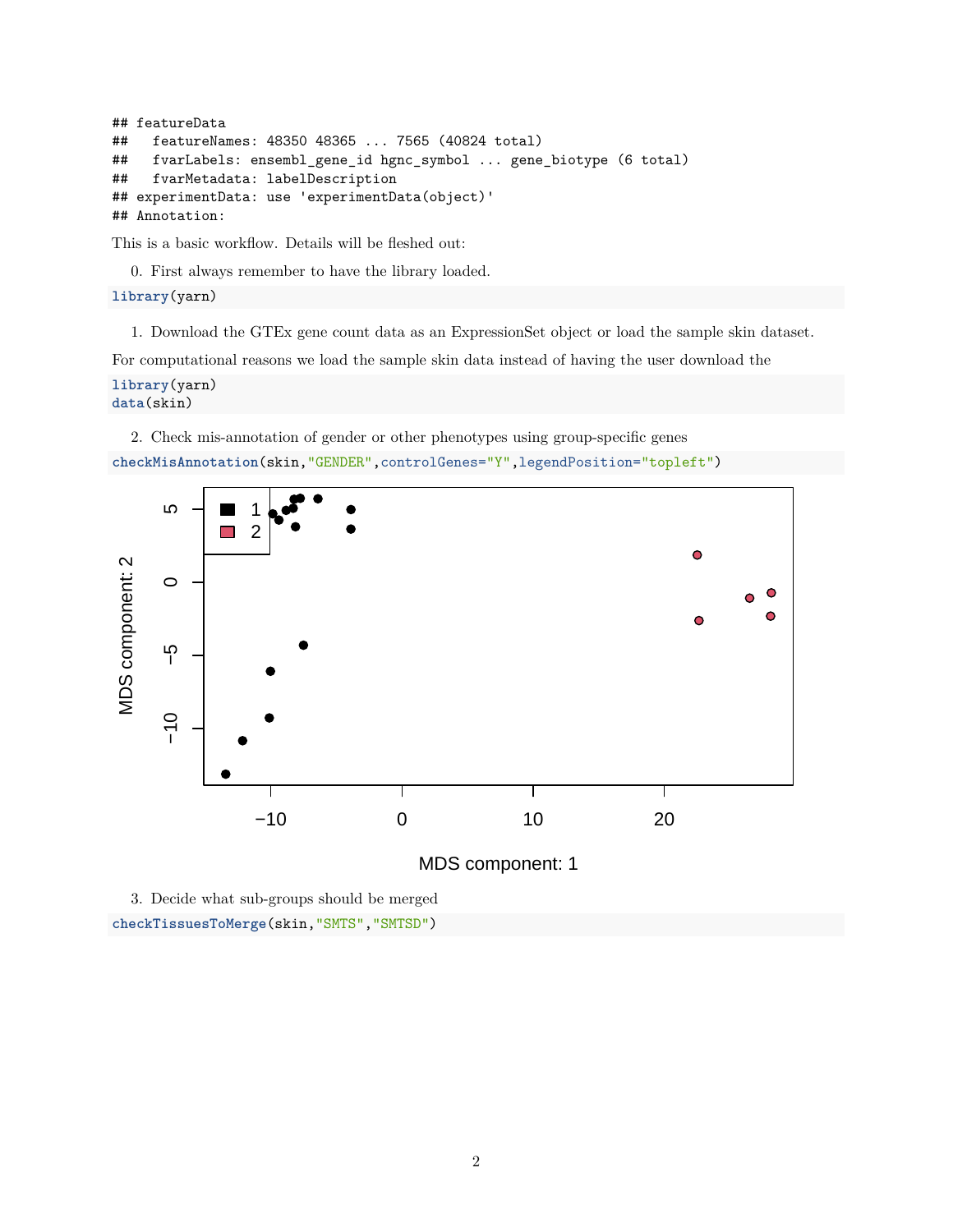```
## featureData
##   featureNames: 48350 48365 ... 7565 (40824 total)
##   fvarLabels: ensembl_gene_id hgnc_symbol ... gene_biotype (6 total)
##   fvarMetadata: labelDescription
## experimentData: use 'experimentData(object)'
## Annotation:
```

This is a basic workflow. Details will be fleshed out:

0. First always remember to have the library loaded.

```
library(yarn)
```

1. Download the GTEx gene count data as an ExpressionSet object or load the sample skin dataset.

For computational reasons we load the sample skin data instead of having the user download the

```
library(yarn)
data(skin)
```

2. Check mis-annotation of gender or other phenotypes using group-specific genes

```
checkMisAnnotation(skin,"GENDER",controlGenes="Y",legendPosition="topleft")
```

1
2
MDS component: 2
5
0
−5
−10
−10
0
10
20
MDS component: 1

3. Decide what sub-groups should be merged

```
checkTissuesToMerge(skin,"SMTS","SMTSD")
```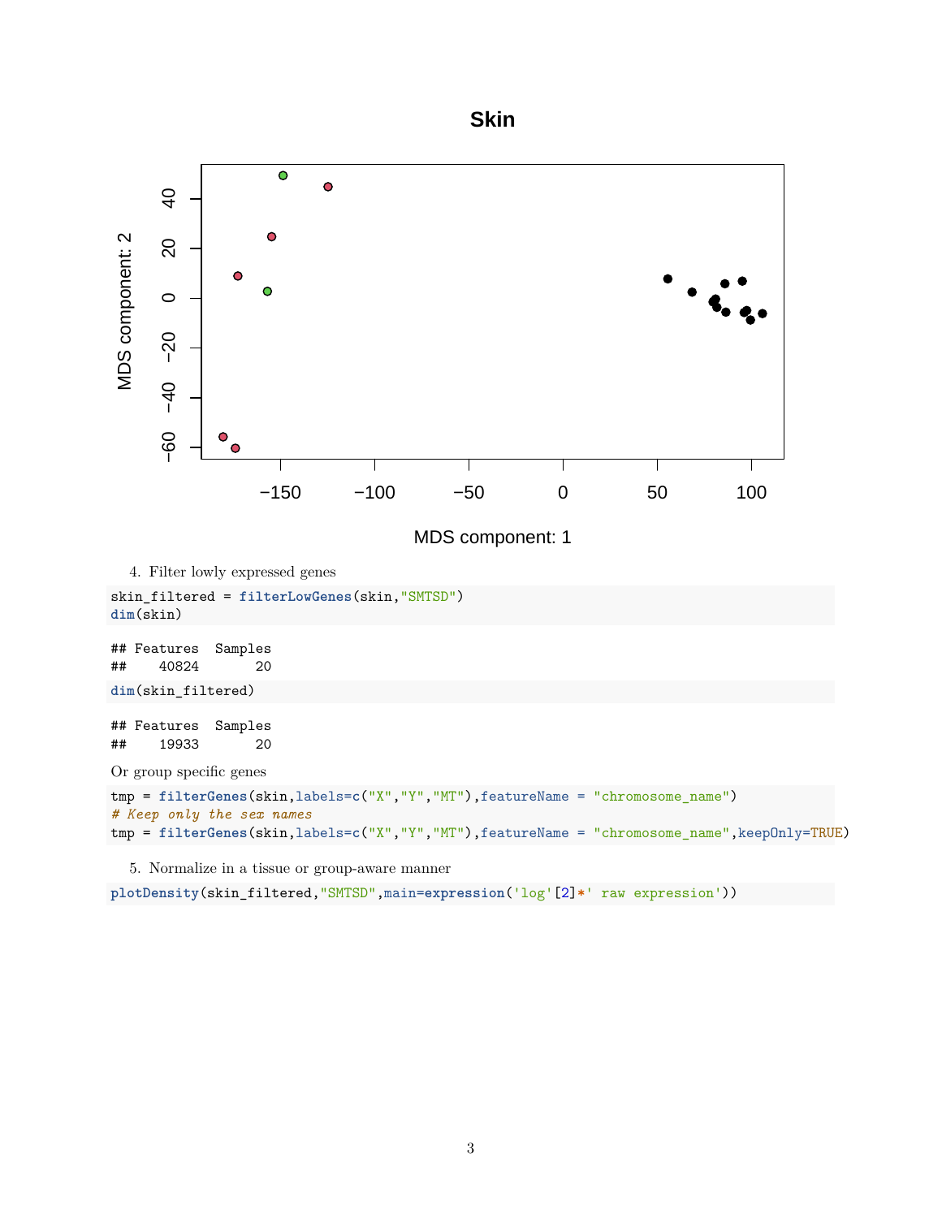Skin

MDS component: 2

MDS component: 1

40
20
0
−20
−40
−60

−150
−100
−50
0
50
100

4. Filter lowly expressed genes

```
skin_filtered = filterLowGenes(skin,"SMTSD")
dim(skin)
```

```
## Features  Samples
##    40824       20
```

```
dim(skin_filtered)
```

```
## Features  Samples
##    19933       20
```

Or group specific genes

```
tmp = filterGenes(skin,labels=c("X","Y","MT"),featureName = "chromosome_name")
# Keep only the sex names
tmp = filterGenes(skin,labels=c("X","Y","MT"),featureName = "chromosome_name",keepOnly=TRUE)
```

5. Normalize in a tissue or group-aware manner

```
plotDensity(skin_filtered,"SMTSD",main=expression('log'[2]*' raw expression'))
```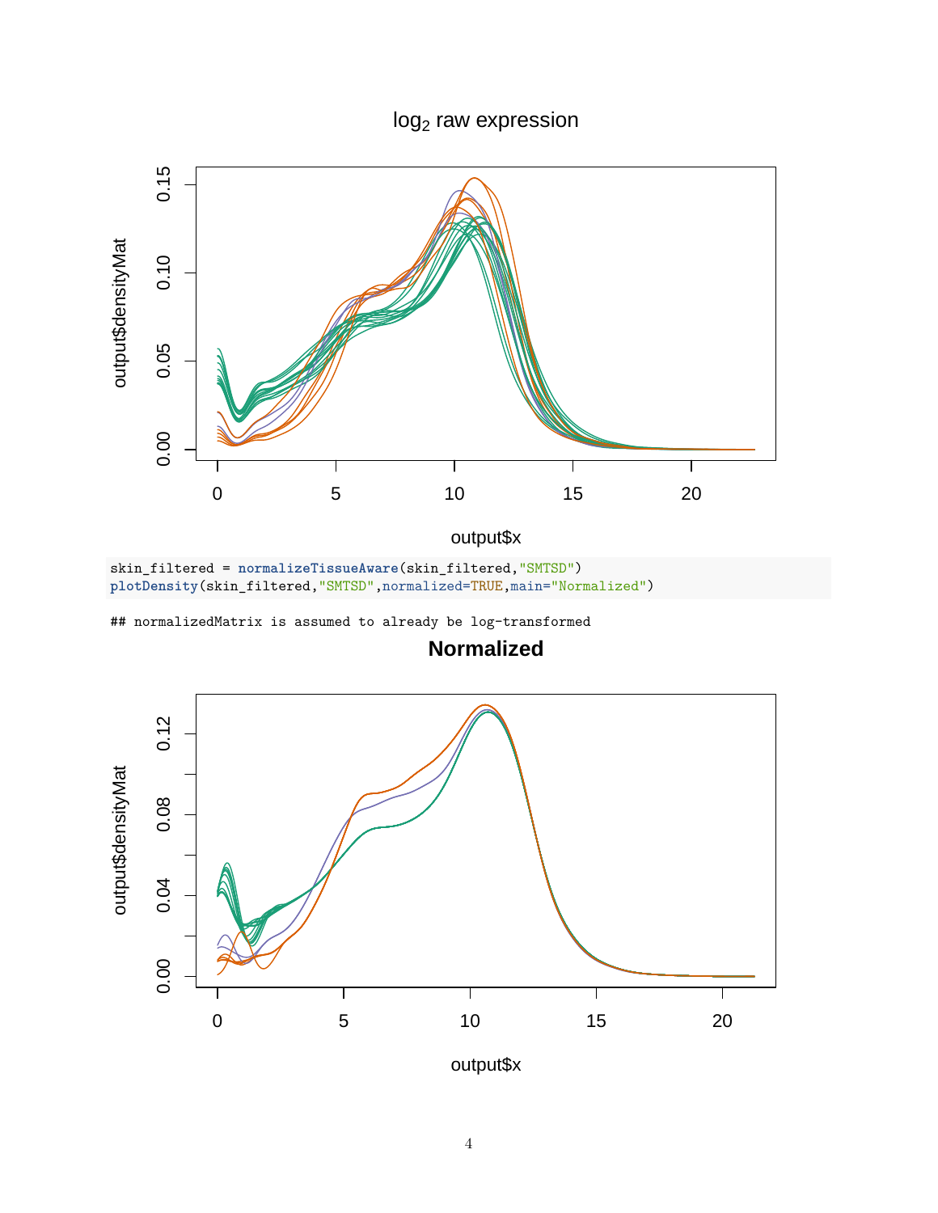```
skin_filtered = normalizeTissueAware(skin_filtered,"SMTSD")
plotDensity(skin_filtered,"SMTSD",normalized=TRUE,main="Normalized")
```

```
## normalizedMatrix is assumed to already be log-transformed
```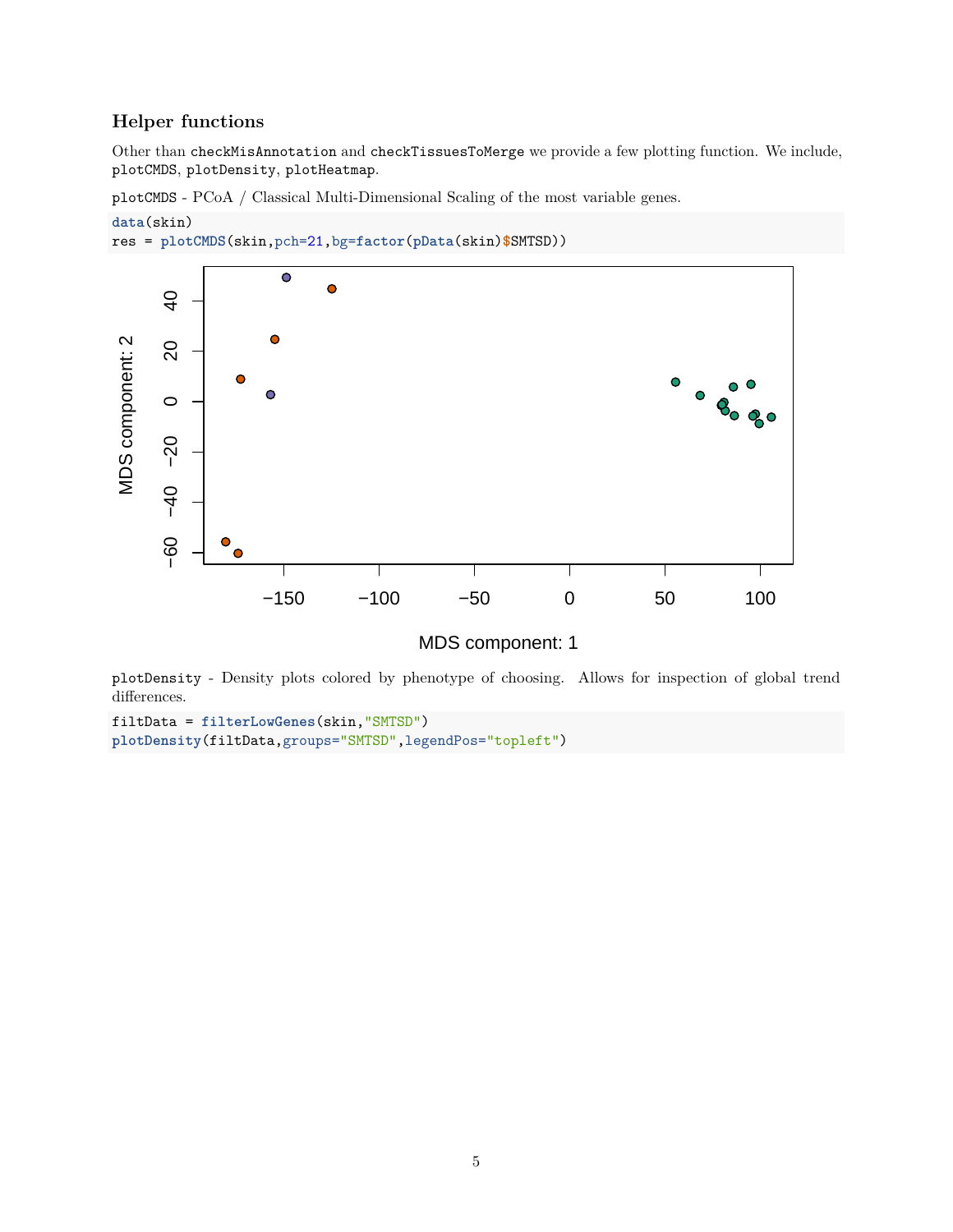### Helper functions

Other than `checkMisAnnotation` and `checkTissuesToMerge` we provide a few plotting function. We include, `plotCMDS`, `plotDensity`, `plotHeatmap`.

`plotCMDS` - PCoA / Classical Multi-Dimensional Scaling of the most variable genes.

```
data(skin)
res = plotCMDS(skin,pch=21,bg=factor(pData(skin)$SMTSD))
```

MDS component: 2

40
20
0
−20
−40
−60

−150
−100
−50
0
50
100

MDS component: 1

`plotDensity` - Density plots colored by phenotype of choosing. Allows for inspection of global trend differences.

```
filtData = filterLowGenes(skin,"SMTSD")
plotDensity(filtData,groups="SMTSD",legendPos="topleft")
```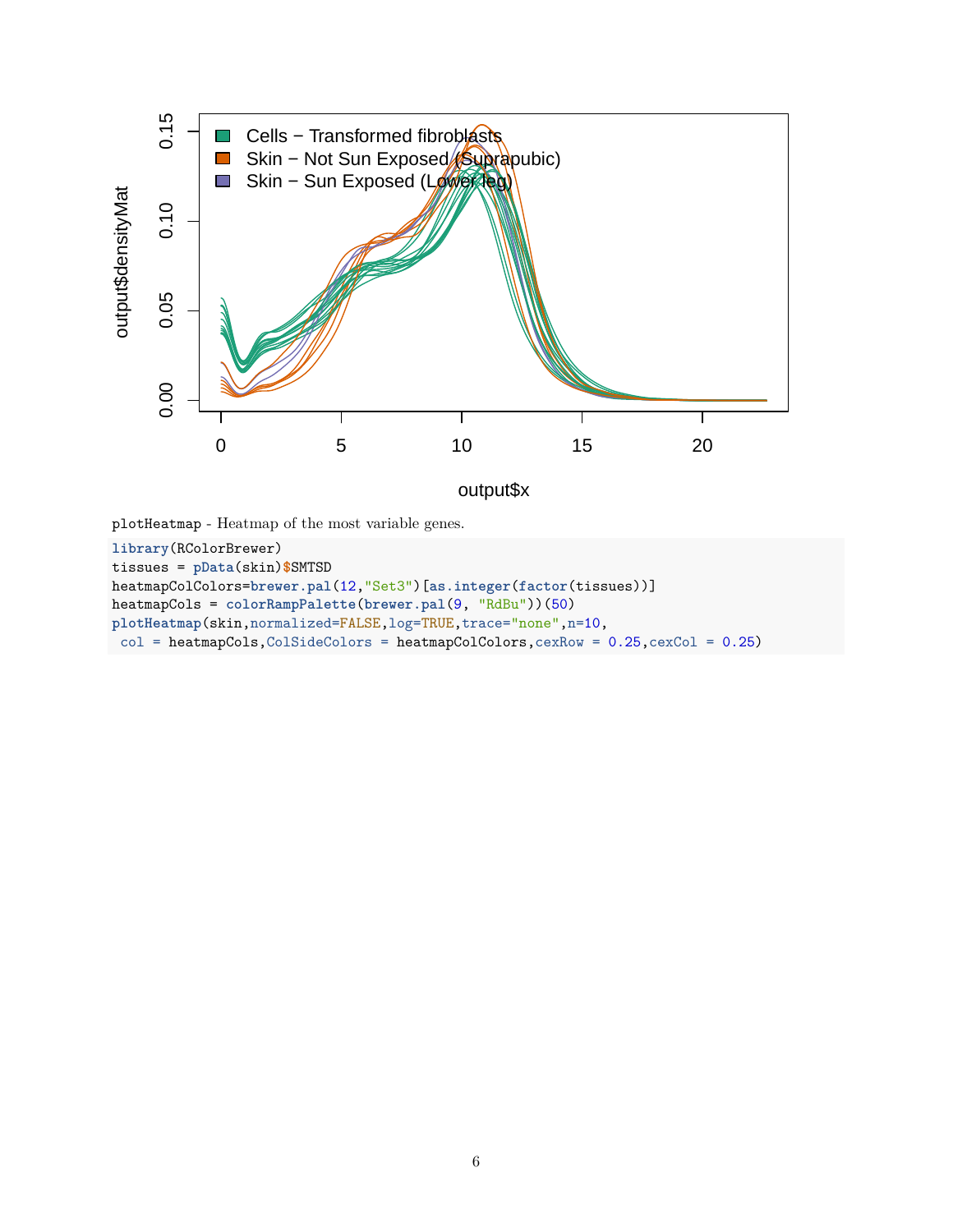0.15
0.10
0.05
0.00
output$densityMat

Cells − Transformed fibroblasts
Skin − Not Sun Exposed (Suprapubic)
Skin − Sun Exposed (Lower leg)

0
5
10
15
20
output$x

plotHeatmap - Heatmap of the most variable genes.

```
library(RColorBrewer)
tissues = pData(skin)$SMTSD
heatmapColColors=brewer.pal(12,"Set3")[as.integer(factor(tissues))]
heatmapCols = colorRampPalette(brewer.pal(9, "RdBu"))(50)
plotHeatmap(skin,normalized=FALSE,log=TRUE,trace="none",n=10,
 col = heatmapCols,ColSideColors = heatmapColColors,cexRow = 0.25,cexCol = 0.25)
```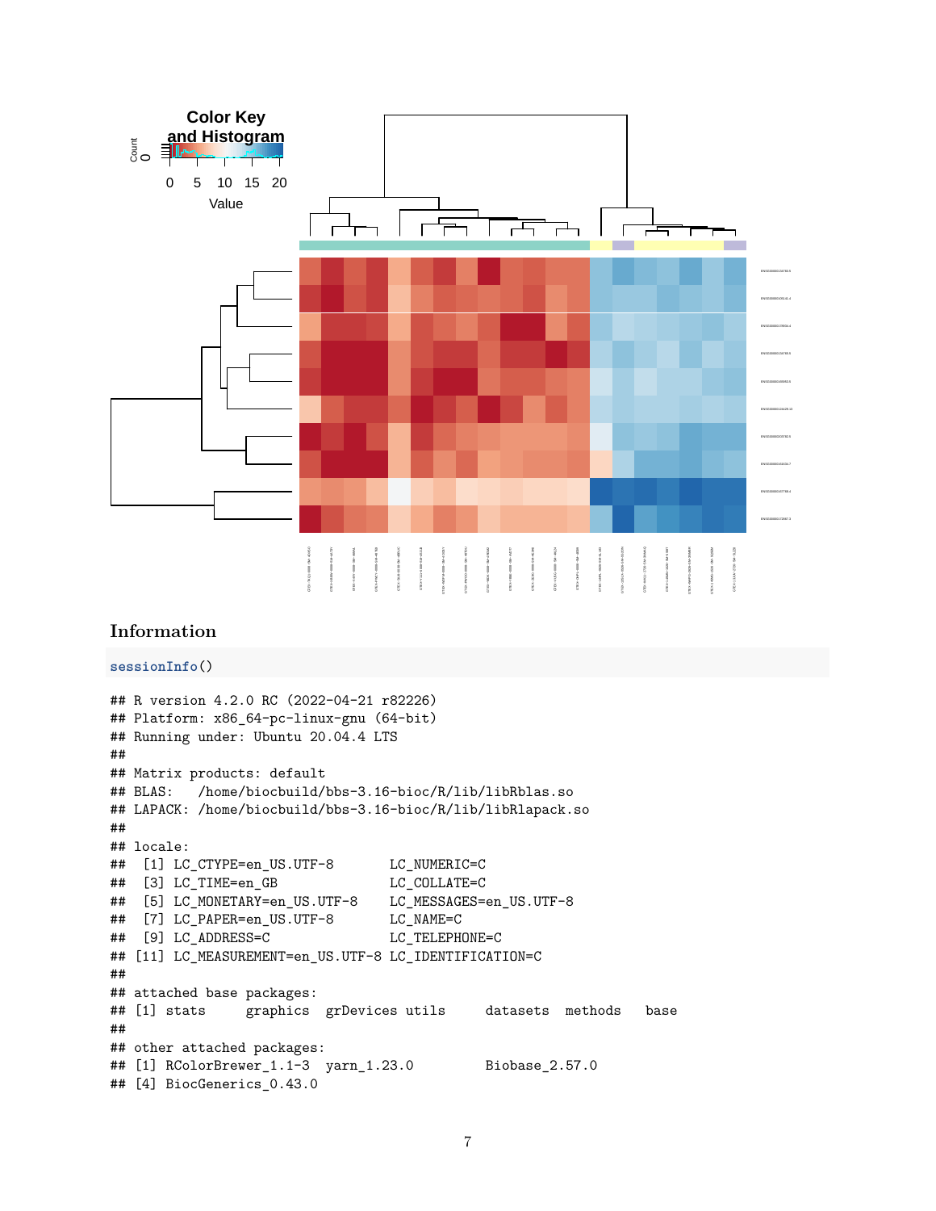Color Key
and Histogram

Count
0

0 5 10 15 20
Value

## Information

```r
sessionInfo()
```

```
## R version 4.2.0 RC (2022-04-21 r82226)
## Platform: x86_64-pc-linux-gnu (64-bit)
## Running under: Ubuntu 20.04.4 LTS
##
## Matrix products: default
## BLAS:   /home/biocbuild/bbs-3.16-bioc/R/lib/libRblas.so
## LAPACK: /home/biocbuild/bbs-3.16-bioc/R/lib/libRlapack.so
##
## locale:
##  [1] LC_CTYPE=en_US.UTF-8       LC_NUMERIC=C
##  [3] LC_TIME=en_GB              LC_COLLATE=C
##  [5] LC_MONETARY=en_US.UTF-8    LC_MESSAGES=en_US.UTF-8
##  [7] LC_PAPER=en_US.UTF-8       LC_NAME=C
##  [9] LC_ADDRESS=C               LC_TELEPHONE=C
## [11] LC_MEASUREMENT=en_US.UTF-8 LC_IDENTIFICATION=C
##
## attached base packages:
## [1] stats     graphics  grDevices utils     datasets  methods   base
##
## other attached packages:
## [1] RColorBrewer_1.1-3  yarn_1.23.0         Biobase_2.57.0
## [4] BiocGenerics_0.43.0
```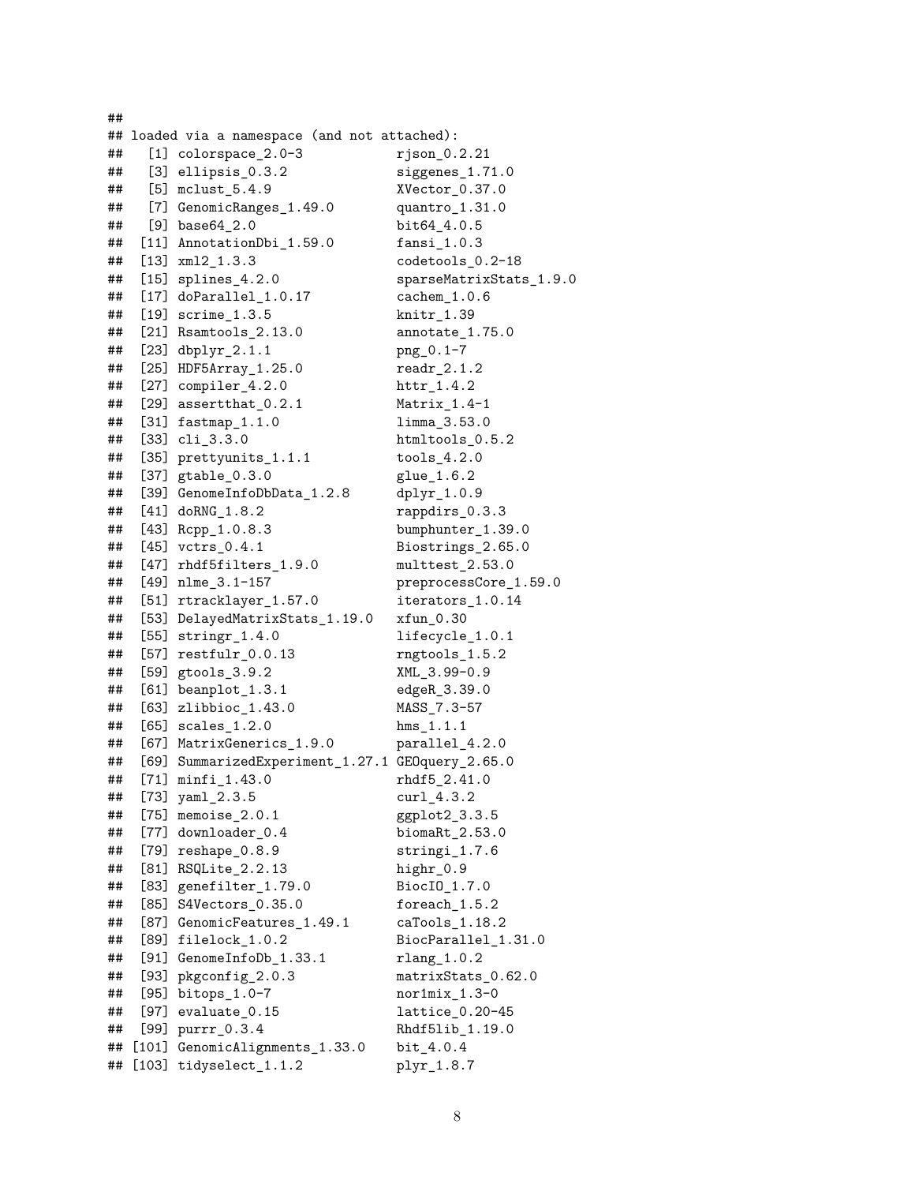```
##
## loaded via a namespace (and not attached):
##   [1] colorspace_2.0-3           rjson_0.2.21
##   [3] ellipsis_0.3.2             siggenes_1.71.0
##   [5] mclust_5.4.9               XVector_0.37.0
##   [7] GenomicRanges_1.49.0       quantro_1.31.0
##   [9] base64_2.0                 bit64_4.0.5
##  [11] AnnotationDbi_1.59.0       fansi_1.0.3
##  [13] xml2_1.3.3                 codetools_0.2-18
##  [15] splines_4.2.0              sparseMatrixStats_1.9.0
##  [17] doParallel_1.0.17          cachem_1.0.6
##  [19] scrime_1.3.5               knitr_1.39
##  [21] Rsamtools_2.13.0           annotate_1.75.0
##  [23] dbplyr_2.1.1               png_0.1-7
##  [25] HDF5Array_1.25.0           readr_2.1.2
##  [27] compiler_4.2.0             httr_1.4.2
##  [29] assertthat_0.2.1           Matrix_1.4-1
##  [31] fastmap_1.1.0              limma_3.53.0
##  [33] cli_3.3.0                  htmltools_0.5.2
##  [35] prettyunits_1.1.1          tools_4.2.0
##  [37] gtable_0.3.0               glue_1.6.2
##  [39] GenomeInfoDbData_1.2.8     dplyr_1.0.9
##  [41] doRNG_1.8.2                rappdirs_0.3.3
##  [43] Rcpp_1.0.8.3               bumphunter_1.39.0
##  [45] vctrs_0.4.1                Biostrings_2.65.0
##  [47] rhdf5filters_1.9.0         multtest_2.53.0
##  [49] nlme_3.1-157               preprocessCore_1.59.0
##  [51] rtracklayer_1.57.0         iterators_1.0.14
##  [53] DelayedMatrixStats_1.19.0  xfun_0.30
##  [55] stringr_1.4.0              lifecycle_1.0.1
##  [57] restfulr_0.0.13            rngtools_1.5.2
##  [59] gtools_3.9.2               XML_3.99-0.9
##  [61] beanplot_1.3.1             edgeR_3.39.0
##  [63] zlibbioc_1.43.0            MASS_7.3-57
##  [65] scales_1.2.0               hms_1.1.1
##  [67] MatrixGenerics_1.9.0       parallel_4.2.0
##  [69] SummarizedExperiment_1.27.1 GEOquery_2.65.0
##  [71] minfi_1.43.0               rhdf5_2.41.0
##  [73] yaml_2.3.5                 curl_4.3.2
##  [75] memoise_2.0.1              ggplot2_3.3.5
##  [77] downloader_0.4             biomaRt_2.53.0
##  [79] reshape_0.8.9              stringi_1.7.6
##  [81] RSQLite_2.2.13             highr_0.9
##  [83] genefilter_1.79.0          BiocIO_1.7.0
##  [85] S4Vectors_0.35.0           foreach_1.5.2
##  [87] GenomicFeatures_1.49.1     caTools_1.18.2
##  [89] filelock_1.0.2             BiocParallel_1.31.0
##  [91] GenomeInfoDb_1.33.1        rlang_1.0.2
##  [93] pkgconfig_2.0.3            matrixStats_0.62.0
##  [95] bitops_1.0-7               nor1mix_1.3-0
##  [97] evaluate_0.15              lattice_0.20-45
##  [99] purrr_0.3.4                Rhdf5lib_1.19.0
## [101] GenomicAlignments_1.33.0   bit_4.0.4
## [103] tidyselect_1.1.2           plyr_1.8.7
```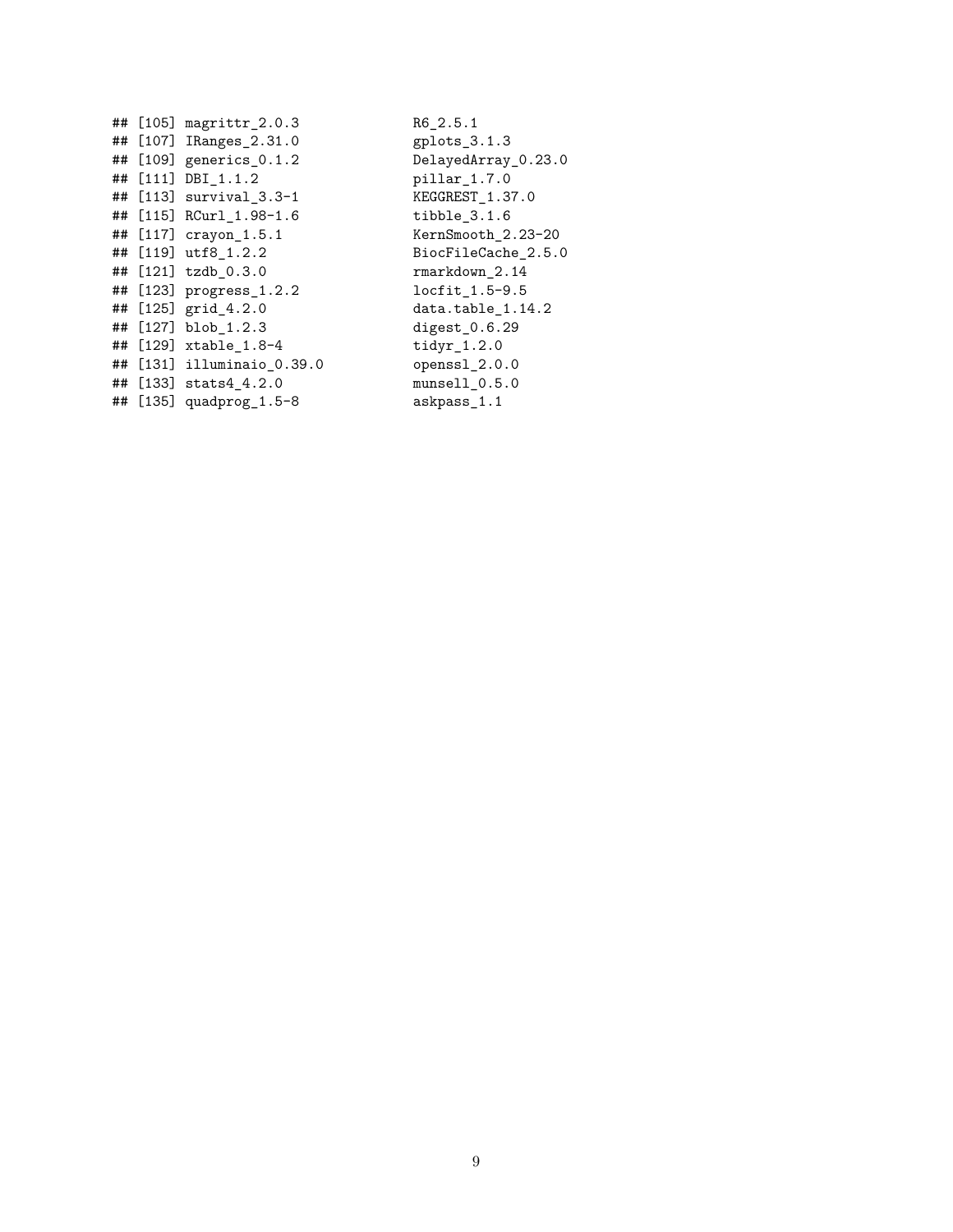```
## [105] magrittr_2.0.3            R6_2.5.1
## [107] IRanges_2.31.0            gplots_3.1.3
## [109] generics_0.1.2            DelayedArray_0.23.0
## [111] DBI_1.1.2                 pillar_1.7.0
## [113] survival_3.3-1            KEGGREST_1.37.0
## [115] RCurl_1.98-1.6            tibble_3.1.6
## [117] crayon_1.5.1              KernSmooth_2.23-20
## [119] utf8_1.2.2                BiocFileCache_2.5.0
## [121] tzdb_0.3.0                rmarkdown_2.14
## [123] progress_1.2.2            locfit_1.5-9.5
## [125] grid_4.2.0                data.table_1.14.2
## [127] blob_1.2.3                digest_0.6.29
## [129] xtable_1.8-4              tidyr_1.2.0
## [131] illuminaio_0.39.0         openssl_2.0.0
## [133] stats4_4.2.0              munsell_0.5.0
## [135] quadprog_1.5-8            askpass_1.1
```